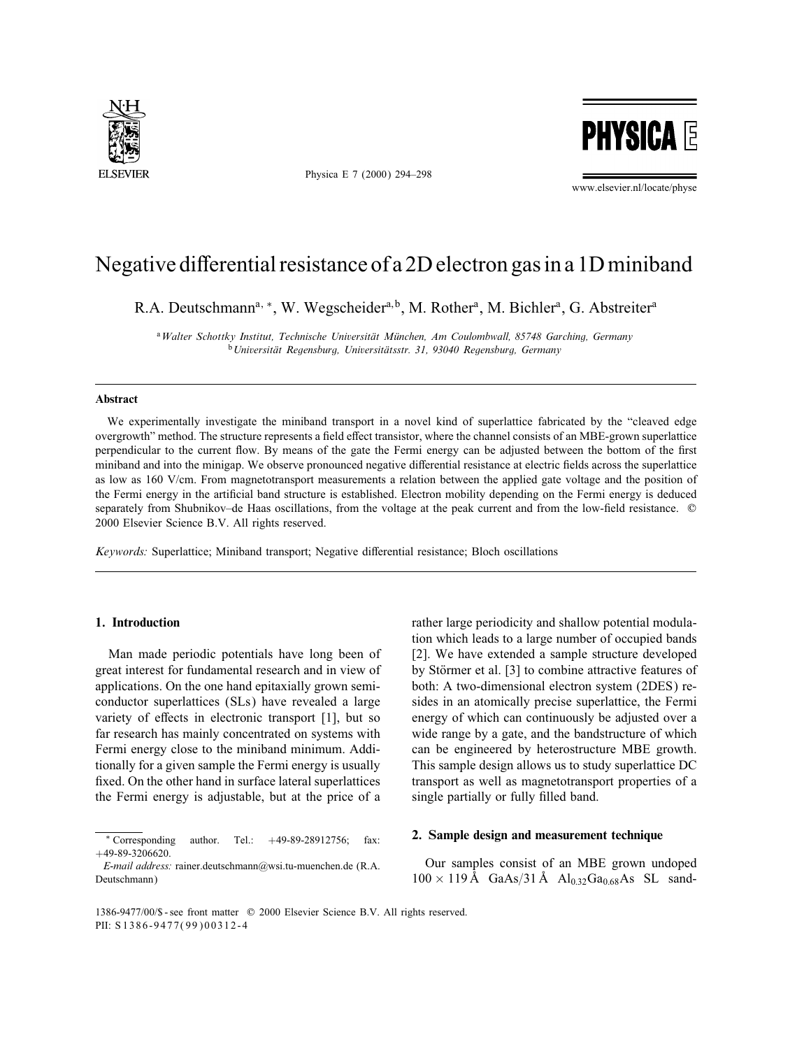# Negative differential resistance of a 2D electron gas in a 1D miniband

R.A. Deutschmann[a, *], W. Wegscheider[a,b], M. Rother[a], M. Bichler[a], G. Abstreiter[a]

[a] *Walter Schottky Institut, Technische Universität München, Am Coulombwall, 85748 Garching, Germany*
[b] *Universität Regensburg, Universitätsstr. 31, 93040 Regensburg, Germany*

---

## Abstract

We experimentally investigate the miniband transport in a novel kind of superlattice fabricated by the "cleaved edge overgrowth" method. The structure represents a field effect transistor, where the channel consists of an MBE-grown superlattice perpendicular to the current flow. By means of the gate the Fermi energy can be adjusted between the bottom of the first miniband and into the minigap. We observe pronounced negative differential resistance at electric fields across the superlattice as low as 160 V/cm. From magnetotransport measurements a relation between the applied gate voltage and the position of the Fermi energy in the artificial band structure is established. Electron mobility depending on the Fermi energy is deduced separately from Shubnikov–de Haas oscillations, from the voltage at the peak current and from the low-field resistance. © 2000 Elsevier Science B.V. All rights reserved.

*Keywords:* Superlattice; Miniband transport; Negative differential resistance; Bloch oscillations

---

## 1. Introduction

Man made periodic potentials have long been of great interest for fundamental research and in view of applications. On the one hand epitaxially grown semiconductor superlattices (SLs) have revealed a large variety of effects in electronic transport [1], but so far research has mainly concentrated on systems with Fermi energy close to the miniband minimum. Additionally for a given sample the Fermi energy is usually fixed. On the other hand in surface lateral superlattices the Fermi energy is adjustable, but at the price of a rather large periodicity and shallow potential modulation which leads to a large number of occupied bands [2]. We have extended a sample structure developed by Störmer et al. [3] to combine attractive features of both: A two-dimensional electron system (2DES) resides in an atomically precise superlattice, the Fermi energy of which can continuously be adjusted over a wide range by a gate, and the bandstructure of which can be engineered by heterostructure MBE growth. This sample design allows us to study superlattice DC transport as well as magnetotransport properties of a single partially or fully filled band.

## 2. Sample design and measurement technique

Our samples consist of an MBE grown undoped $100 \times 119$ Å GaAs/31 Å $Al_{0.32}Ga_{0.68}As$ SL sand-

---

\* Corresponding author. Tel.: +49-89-28912756; fax: +49-89-3206620.
*E-mail address:* rainer.deutschmann@wsi.tu-muenchen.de (R.A. Deutschmann)

1386-9477/00/$ - see front matter © 2000 Elsevier Science B.V. All rights reserved.
PII: S1386-9477(99)00312-4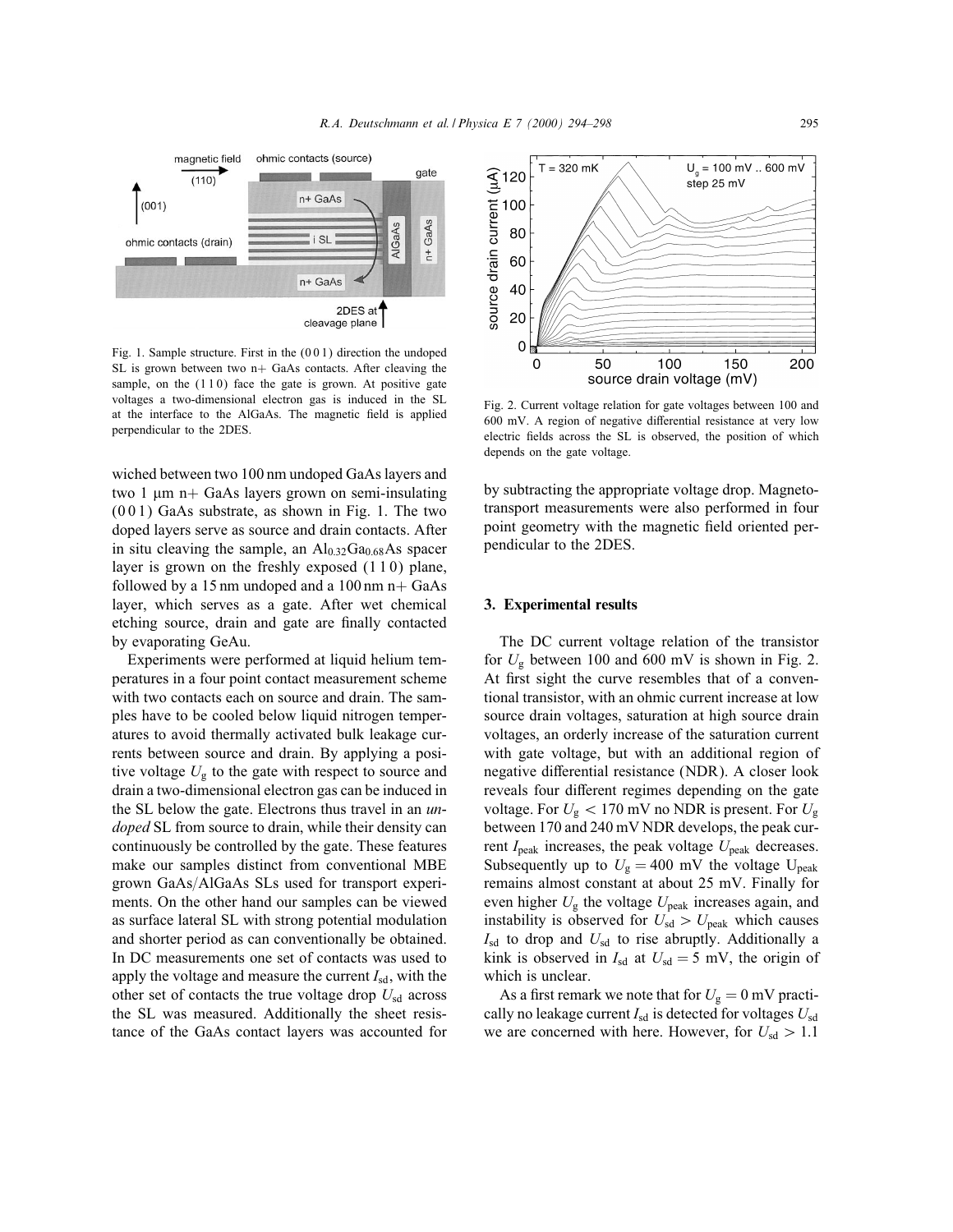Fig. 1. Sample structure. First in the (0 0 1) direction the undoped SL is grown between two n+ GaAs contacts. After cleaving the sample, on the (1 1 0) face the gate is grown. At positive gate voltages a two-dimensional electron gas is induced in the SL at the interface to the AlGaAs. The magnetic field is applied perpendicular to the 2DES.

wiched between two 100 nm undoped GaAs layers and two 1 μm n+ GaAs layers grown on semi-insulating (0 0 1) GaAs substrate, as shown in Fig. 1. The two doped layers serve as source and drain contacts. After in situ cleaving the sample, an $Al_{0.32}Ga_{0.68}As$ spacer layer is grown on the freshly exposed (1 1 0) plane, followed by a 15 nm undoped and a 100 nm n+ GaAs layer, which serves as a gate. After wet chemical etching source, drain and gate are finally contacted by evaporating GeAu.

Experiments were performed at liquid helium temperatures in a four point contact measurement scheme with two contacts each on source and drain. The samples have to be cooled below liquid nitrogen temperatures to avoid thermally activated bulk leakage currents between source and drain. By applying a positive voltage $U_g$ to the gate with respect to source and drain a two-dimensional electron gas can be induced in the SL below the gate. Electrons thus travel in an *undoped* SL from source to drain, while their density can continuously be controlled by the gate. These features make our samples distinct from conventional MBE grown GaAs/AlGaAs SLs used for transport experiments. On the other hand our samples can be viewed as surface lateral SL with strong potential modulation and shorter period as can conventionally be obtained. In DC measurements one set of contacts was used to apply the voltage and measure the current $I_{sd}$, with the other set of contacts the true voltage drop $U_{sd}$ across the SL was measured. Additionally the sheet resistance of the GaAs contact layers was accounted for by subtracting the appropriate voltage drop. Magnetotransport measurements were also performed in four point geometry with the magnetic field oriented perpendicular to the 2DES.

Fig. 2. Current voltage relation for gate voltages between 100 and 600 mV. A region of negative differential resistance at very low electric fields across the SL is observed, the position of which depends on the gate voltage.

## 3. Experimental results

The DC current voltage relation of the transistor for $U_g$ between 100 and 600 mV is shown in Fig. 2. At first sight the curve resembles that of a conventional transistor, with an ohmic current increase at low source drain voltages, saturation at high source drain voltages, an orderly increase of the saturation current with gate voltage, but with an additional region of negative differential resistance (NDR). A closer look reveals four different regimes depending on the gate voltage. For $U_g < 170$ mV no NDR is present. For $U_g$ between 170 and 240 mV NDR develops, the peak current $I_{peak}$ increases, the peak voltage $U_{peak}$ decreases. Subsequently up to $U_g = 400$ mV the voltage $U_{peak}$ remains almost constant at about 25 mV. Finally for even higher $U_g$ the voltage $U_{peak}$ increases again, and instability is observed for $U_{sd} > U_{peak}$ which causes $I_{sd}$ to drop and $U_{sd}$ to rise abruptly. Additionally a kink is observed in $I_{sd}$ at $U_{sd} = 5$ mV, the origin of which is unclear.

As a first remark we note that for $U_g = 0$ mV practically no leakage current $I_{sd}$ is detected for voltages $U_{sd}$ we are concerned with here. However, for $U_{sd} > 1.1$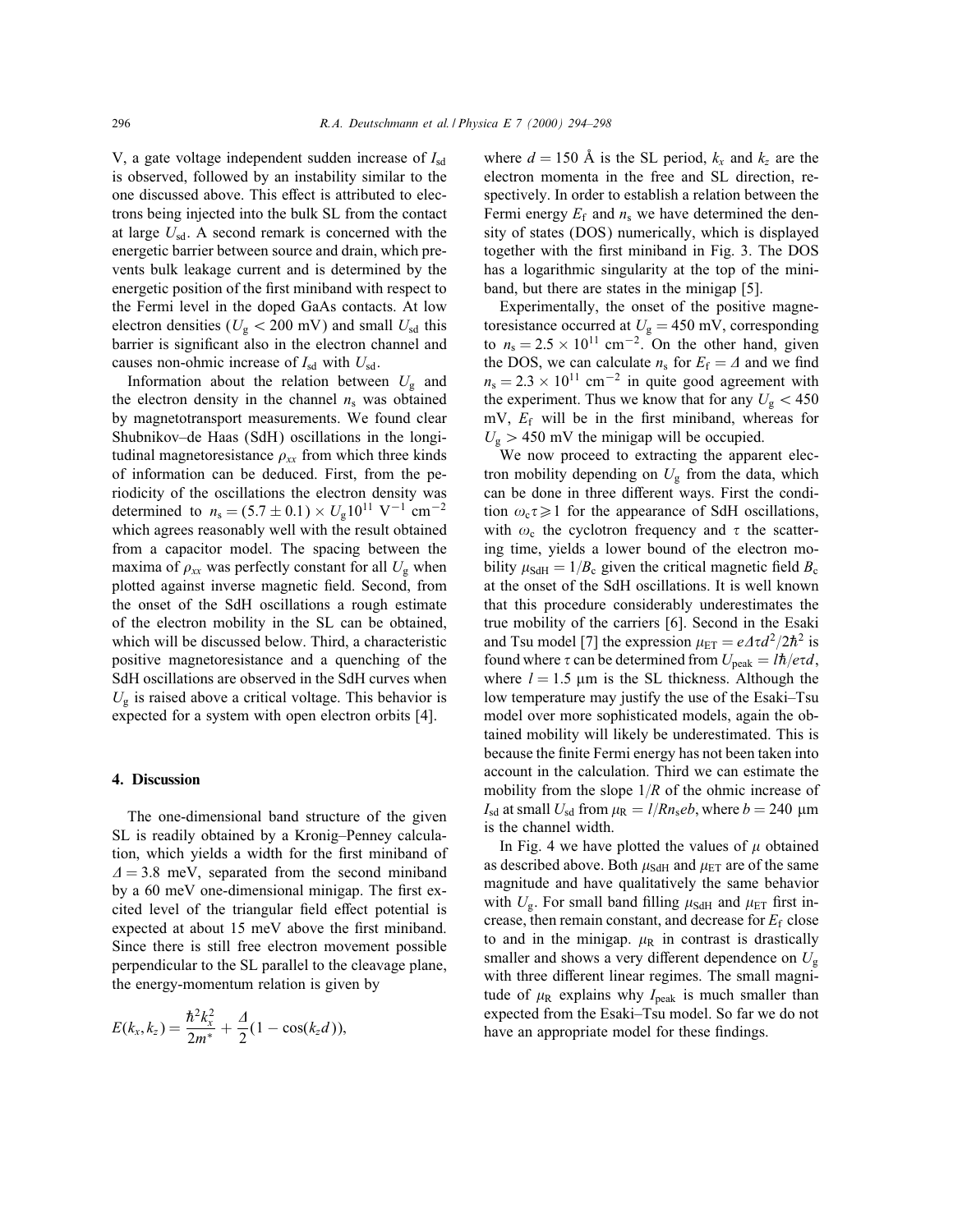V, a gate voltage independent sudden increase of $I_{sd}$ is observed, followed by an instability similar to the one discussed above. This effect is attributed to electrons being injected into the bulk SL from the contact at large $U_{sd}$. A second remark is concerned with the energetic barrier between source and drain, which prevents bulk leakage current and is determined by the energetic position of the first miniband with respect to the Fermi level in the doped GaAs contacts. At low electron densities ($U_g < 200$ mV) and small $U_{sd}$ this barrier is significant also in the electron channel and causes non-ohmic increase of $I_{sd}$ with $U_{sd}$.

Information about the relation between $U_g$ and the electron density in the channel $n_s$ was obtained by magnetotransport measurements. We found clear Shubnikov–de Haas (SdH) oscillations in the longitudinal magnetoresistance $\rho_{xx}$ from which three kinds of information can be deduced. First, from the periodicity of the oscillations the electron density was determined to $n_s = (5.7 \pm 0.1) \times U_g 10^{11}$ V$^{-1}$ cm$^{-2}$ which agrees reasonably well with the result obtained from a capacitor model. The spacing between the maxima of $\rho_{xx}$ was perfectly constant for all $U_g$ when plotted against inverse magnetic field. Second, from the onset of the SdH oscillations a rough estimate of the electron mobility in the SL can be obtained, which will be discussed below. Third, a characteristic positive magnetoresistance and a quenching of the SdH oscillations are observed in the SdH curves when $U_g$ is raised above a critical voltage. This behavior is expected for a system with open electron orbits [4].

## 4. Discussion

The one-dimensional band structure of the given SL is readily obtained by a Kronig–Penney calculation, which yields a width for the first miniband of $\Delta = 3.8$ meV, separated from the second miniband by a 60 meV one-dimensional minigap. The first excited level of the triangular field effect potential is expected at about 15 meV above the first miniband. Since there is still free electron movement possible perpendicular to the SL parallel to the cleavage plane, the energy-momentum relation is given by

$$E(k_x, k_z) = \frac{\hbar^2 k_x^2}{2m^*} + \frac{\Delta}{2}(1 - \cos(k_z d)),$$

where $d = 150$ Å is the SL period, $k_x$ and $k_z$ are the electron momenta in the free and SL direction, respectively. In order to establish a relation between the Fermi energy $E_f$ and $n_s$ we have determined the density of states (DOS) numerically, which is displayed together with the first miniband in Fig. 3. The DOS has a logarithmic singularity at the top of the miniband, but there are states in the minigap [5].

Experimentally, the onset of the positive magnetoresistance occurred at $U_g = 450$ mV, corresponding to $n_s = 2.5 \times 10^{11}$ cm$^{-2}$. On the other hand, given the DOS, we can calculate $n_s$ for $E_f = \Delta$ and we find $n_s = 2.3 \times 10^{11}$ cm$^{-2}$ in quite good agreement with the experiment. Thus we know that for any $U_g < 450$ mV, $E_f$ will be in the first miniband, whereas for $U_g > 450$ mV the minigap will be occupied.

We now proceed to extracting the apparent electron mobility depending on $U_g$ from the data, which can be done in three different ways. First the condition $\omega_c \tau \geqslant 1$ for the appearance of SdH oscillations, with $\omega_c$ the cyclotron frequency and $\tau$ the scattering time, yields a lower bound of the electron mobility $\mu_{SdH} = 1/B_c$ given the critical magnetic field $B_c$ at the onset of the SdH oscillations. It is well known that this procedure considerably underestimates the true mobility of the carriers [6]. Second in the Esaki and Tsu model [7] the expression $\mu_{ET} = e\Delta\tau d^2/2\hbar^2$ is found where $\tau$ can be determined from $U_{peak} = l\hbar/e\tau d$, where $l = 1.5$ μm is the SL thickness. Although the low temperature may justify the use of the Esaki–Tsu model over more sophisticated models, again the obtained mobility will likely be underestimated. This is because the finite Fermi energy has not been taken into account in the calculation. Third we can estimate the mobility from the slope $1/R$ of the ohmic increase of $I_{sd}$ at small $U_{sd}$ from $\mu_R = l/Rn_s eb$, where $b = 240$ μm is the channel width.

In Fig. 4 we have plotted the values of $\mu$ obtained as described above. Both $\mu_{SdH}$ and $\mu_{ET}$ are of the same magnitude and have qualitatively the same behavior with $U_g$. For small band filling $\mu_{SdH}$ and $\mu_{ET}$ first increase, then remain constant, and decrease for $E_f$ close to and in the minigap. $\mu_R$ in contrast is drastically smaller and shows a very different dependence on $U_g$ with three different linear regimes. The small magnitude of $\mu_R$ explains why $I_{peak}$ is much smaller than expected from the Esaki–Tsu model. So far we do not have an appropriate model for these findings.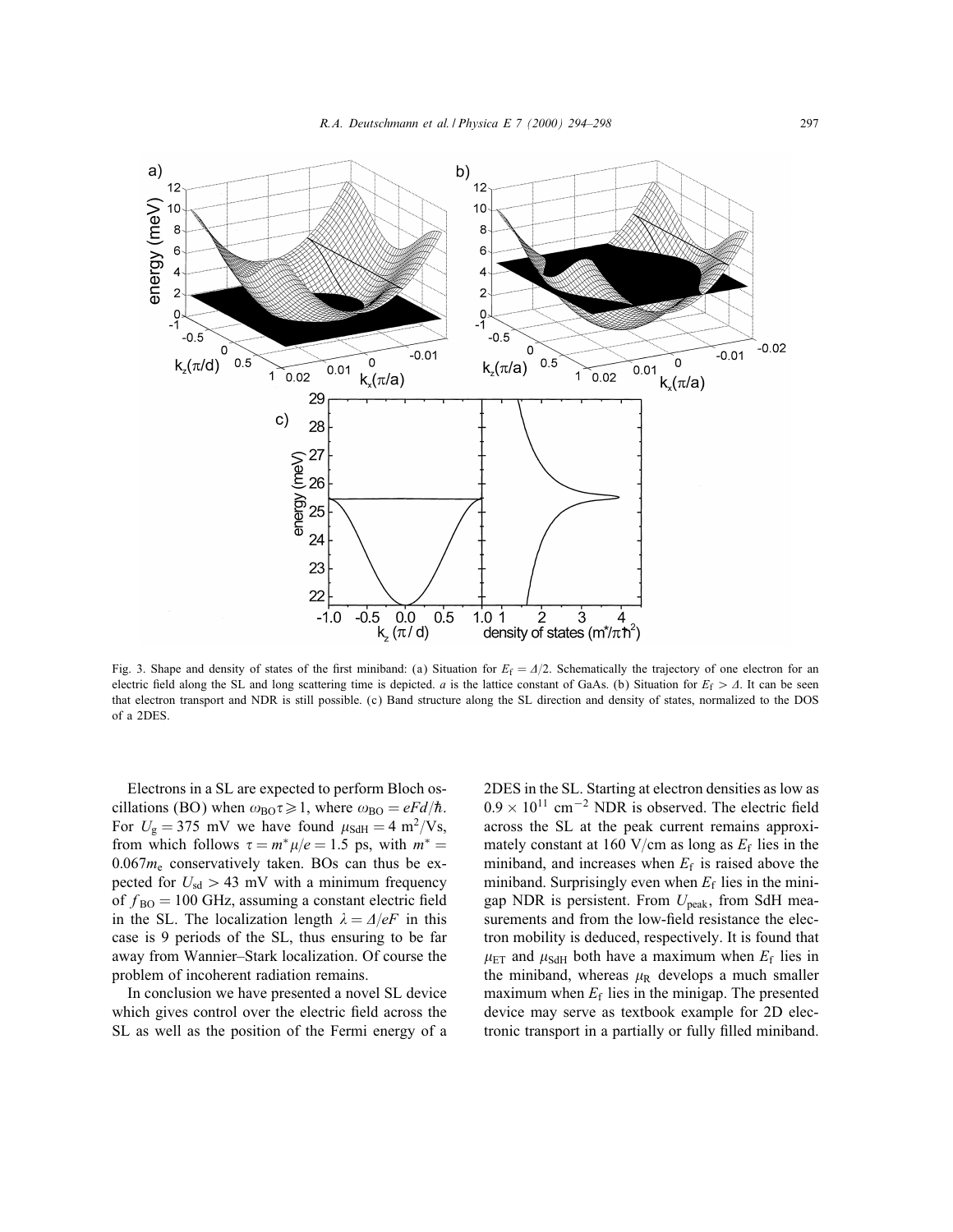Fig. 3. Shape and density of states of the first miniband: (a) Situation for $E_f = \Delta/2$. Schematically the trajectory of one electron for an electric field along the SL and long scattering time is depicted. $a$ is the lattice constant of GaAs. (b) Situation for $E_f > \Delta$. It can be seen that electron transport and NDR is still possible. (c) Band structure along the SL direction and density of states, normalized to the DOS of a 2DES.

Electrons in a SL are expected to perform Bloch oscillations (BO) when $\omega_{BO}\tau \geqslant 1$, where $\omega_{BO} = eFd/\hbar$. For $U_g = 375$ mV we have found $\mu_{SdH} = 4$ m$^2$/Vs, from which follows $\tau = m^*\mu/e = 1.5$ ps, with $m^* = 0.067m_e$ conservatively taken. BOs can thus be expected for $U_{sd} > 43$ mV with a minimum frequency of $f_{BO} = 100$ GHz, assuming a constant electric field in the SL. The localization length $\lambda = \Delta/eF$ in this case is 9 periods of the SL, thus ensuring to be far away from Wannier–Stark localization. Of course the problem of incoherent radiation remains.

In conclusion we have presented a novel SL device which gives control over the electric field across the SL as well as the position of the Fermi energy of a 2DES in the SL. Starting at electron densities as low as $0.9 \times 10^{11}$ cm$^{-2}$ NDR is observed. The electric field across the SL at the peak current remains approximately constant at 160 V/cm as long as $E_f$ lies in the miniband, and increases when $E_f$ is raised above the miniband. Surprisingly even when $E_f$ lies in the minigap NDR is persistent. From $U_{peak}$, from SdH measurements and from the low-field resistance the electron mobility is deduced, respectively. It is found that $\mu_{ET}$ and $\mu_{SdH}$ both have a maximum when $E_f$ lies in the miniband, whereas $\mu_R$ develops a much smaller maximum when $E_f$ lies in the minigap. The presented device may serve as textbook example for 2D electronic transport in a partially or fully filled miniband.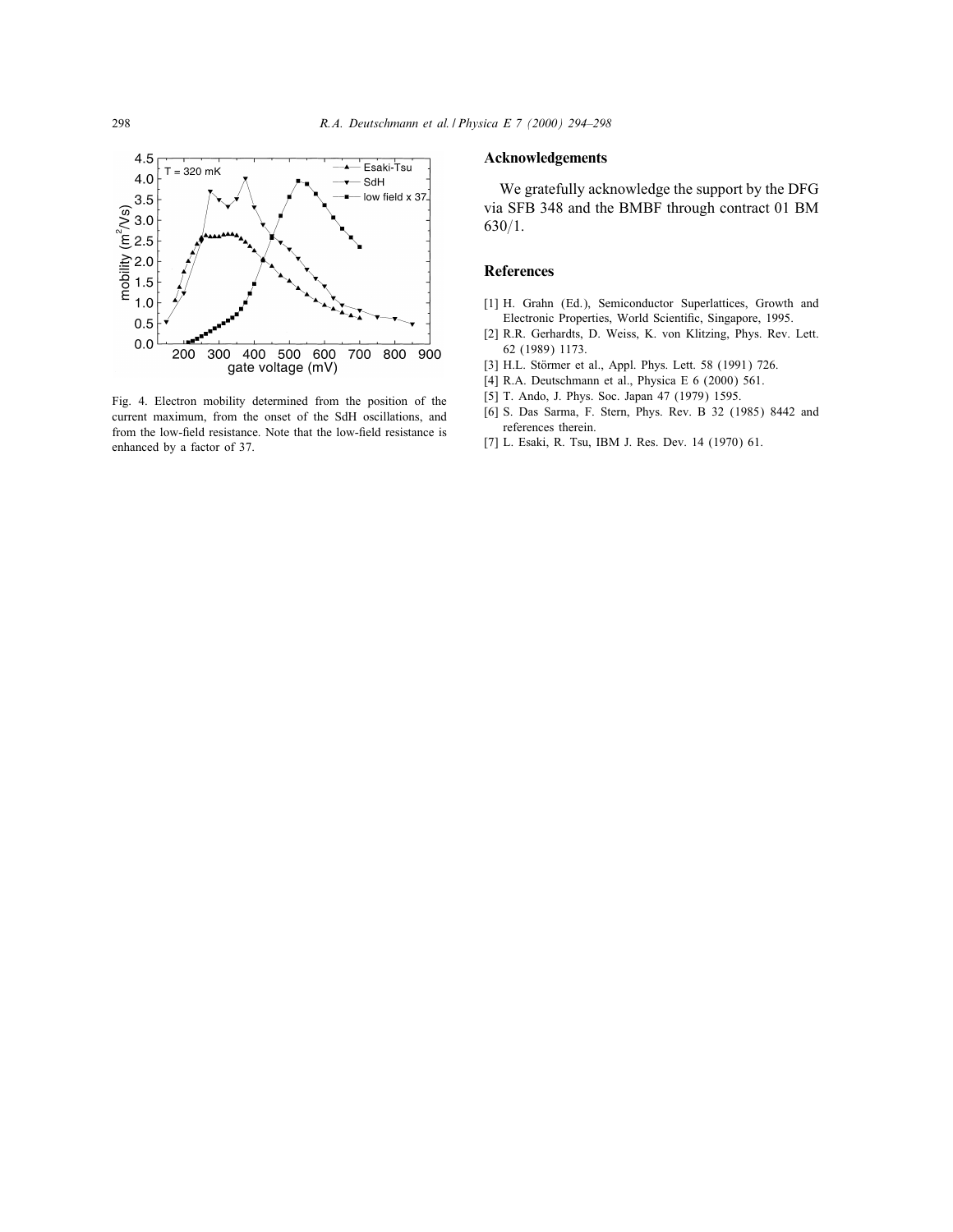T = 320 mK

Esaki-Tsu

SdH

low field x 37

mobility ($m^2$/Vs)

4.5
4.0
3.5
3.0
2.5
2.0
1.5
1.0
0.5
0.0

200 300 400 500 600 700 800 900

gate voltage (mV)

Fig. 4. Electron mobility determined from the position of the current maximum, from the onset of the SdH oscillations, and from the low-field resistance. Note that the low-field resistance is enhanced by a factor of 37.

## Acknowledgements

We gratefully acknowledge the support by the DFG via SFB 348 and the BMBF through contract 01 BM 630/1.

## References

[1] H. Grahn (Ed.), Semiconductor Superlattices, Growth and Electronic Properties, World Scientific, Singapore, 1995.

[2] R.R. Gerhardts, D. Weiss, K. von Klitzing, Phys. Rev. Lett. 62 (1989) 1173.

[3] H.L. Störmer et al., Appl. Phys. Lett. 58 (1991) 726.

[4] R.A. Deutschmann et al., Physica E 6 (2000) 561.

[5] T. Ando, J. Phys. Soc. Japan 47 (1979) 1595.

[6] S. Das Sarma, F. Stern, Phys. Rev. B 32 (1985) 8442 and references therein.

[7] L. Esaki, R. Tsu, IBM J. Res. Dev. 14 (1970) 61.